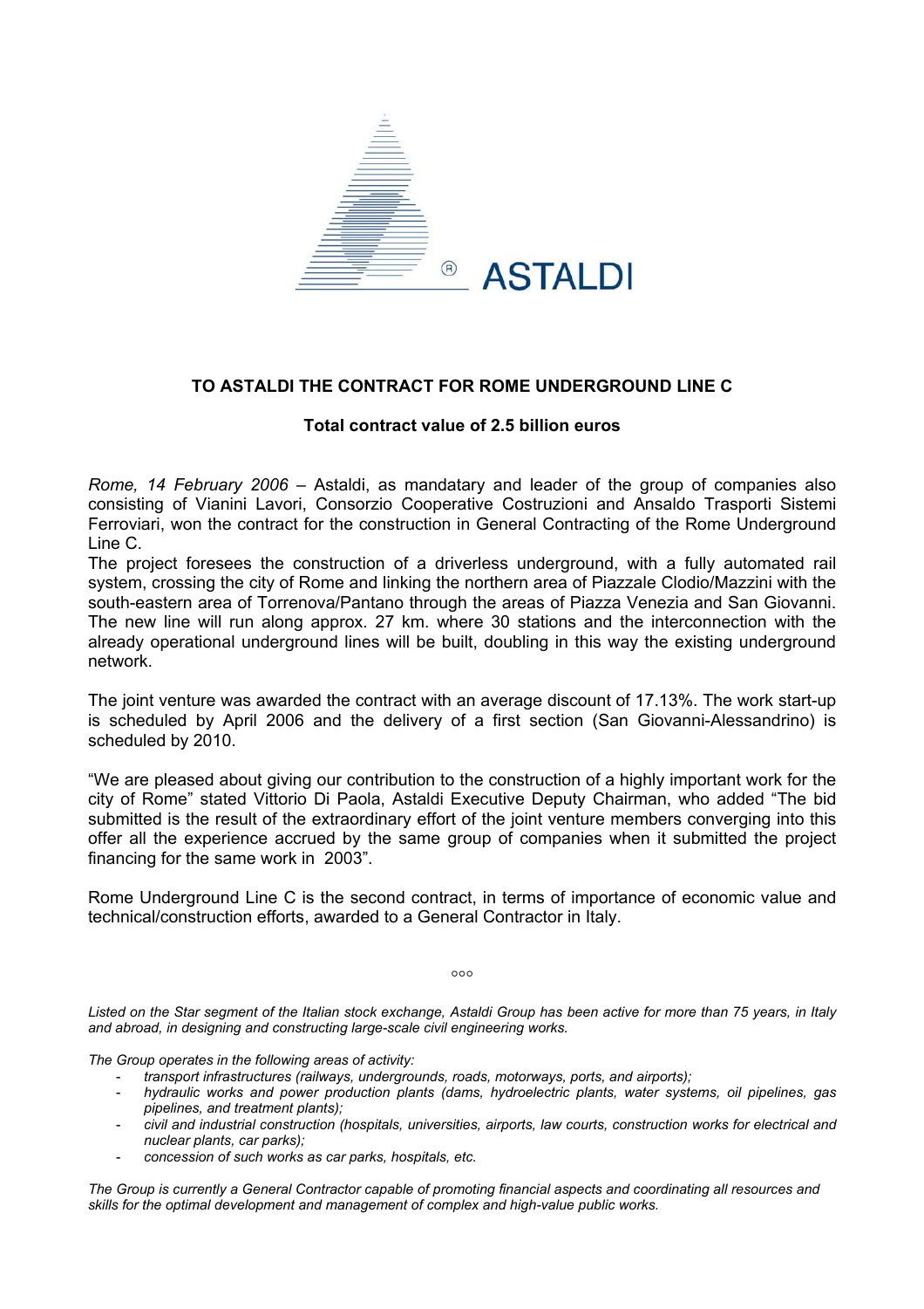ASTALDI

**TO ASTALDI THE CONTRACT FOR ROME UNDERGROUND LINE C**

**Total contract value of 2.5 billion euros**

*Rome, 14 February 2006* – Astaldi, as mandatary and leader of the group of companies also consisting of Vianini Lavori, Consorzio Cooperative Costruzioni and Ansaldo Trasporti Sistemi Ferroviari, won the contract for the construction in General Contracting of the Rome Underground Line C.
The project foresees the construction of a driverless underground, with a fully automated rail system, crossing the city of Rome and linking the northern area of Piazzale Clodio/Mazzini with the south-eastern area of Torrenova/Pantano through the areas of Piazza Venezia and San Giovanni. The new line will run along approx. 27 km. where 30 stations and the interconnection with the already operational underground lines will be built, doubling in this way the existing underground network.

The joint venture was awarded the contract with an average discount of 17.13%. The work start-up is scheduled by April 2006 and the delivery of a first section (San Giovanni-Alessandrino) is scheduled by 2010.

"We are pleased about giving our contribution to the construction of a highly important work for the city of Rome" stated Vittorio Di Paola, Astaldi Executive Deputy Chairman, who added "The bid submitted is the result of the extraordinary effort of the joint venture members converging into this offer all the experience accrued by the same group of companies when it submitted the project financing for the same work in 2003".

Rome Underground Line C is the second contract, in terms of importance of economic value and technical/construction efforts, awarded to a General Contractor in Italy.

°°°

*Listed on the Star segment of the Italian stock exchange, Astaldi Group has been active for more than 75 years, in Italy and abroad, in designing and constructing large-scale civil engineering works.*

*The Group operates in the following areas of activity:*

- *transport infrastructures (railways, undergrounds, roads, motorways, ports, and airports);*
- *hydraulic works and power production plants (dams, hydroelectric plants, water systems, oil pipelines, gas pipelines, and treatment plants);*
- *civil and industrial construction (hospitals, universities, airports, law courts, construction works for electrical and nuclear plants, car parks);*
- *concession of such works as car parks, hospitals, etc.*

*The Group is currently a General Contractor capable of promoting financial aspects and coordinating all resources and skills for the optimal development and management of complex and high-value public works.*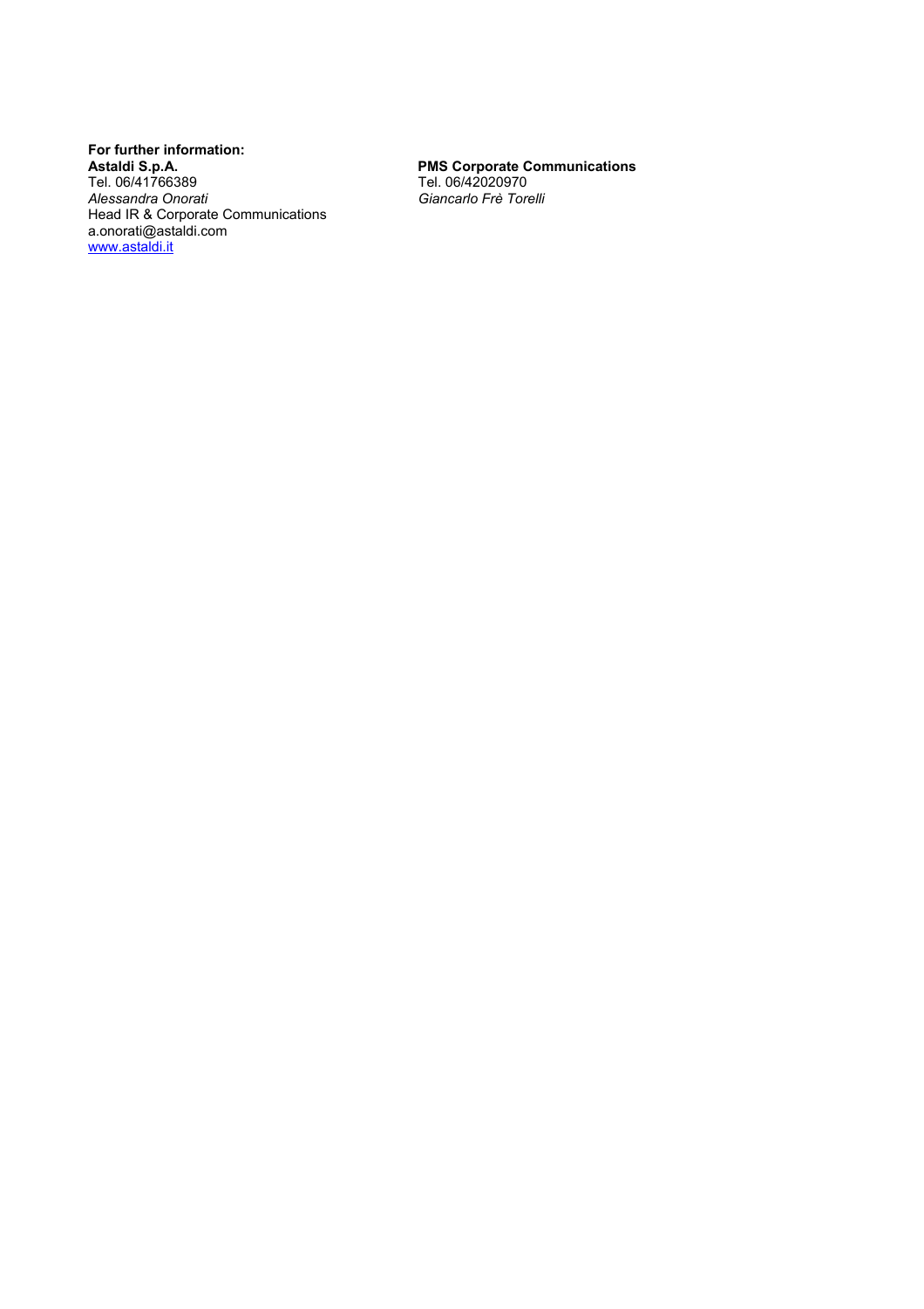**For further information:**

**Astaldi S.p.A.**
Tel. 06/41766389
*Alessandra Onorati*
Head IR & Corporate Communications
a.onorati@astaldi.com
www.astaldi.it

**PMS Corporate Communications**
Tel. 06/42020970
*Giancarlo Frè Torelli*